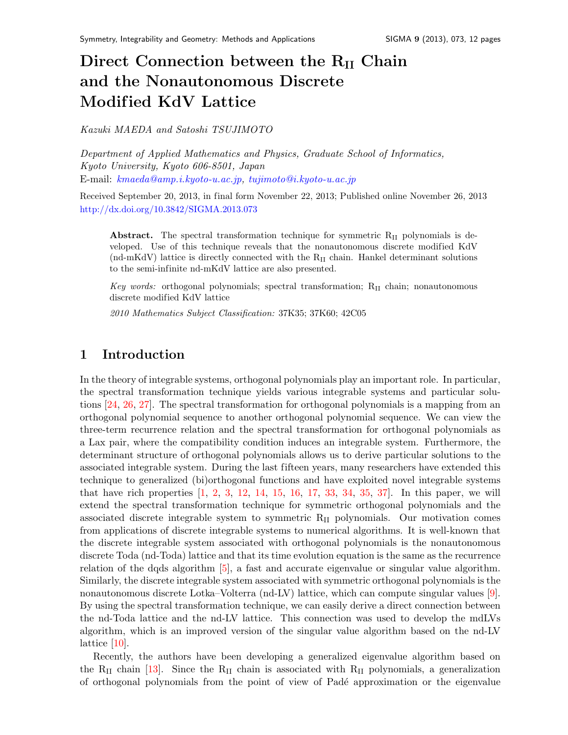# Direct Connection between the $\mathrm{R_{II}}$ Chain and the Nonautonomous Discrete Modified KdV Lattice

*Kazuki MAEDA and Satoshi TSUJIMOTO*

*Department of Applied Mathematics and Physics, Graduate School of Informatics, Kyoto University, Kyoto 606-8501, Japan*
E-mail: kmaeda@amp.i.kyoto-u.ac.jp, tujimoto@i.kyoto-u.ac.jp

Received September 20, 2013, in final form November 22, 2013; Published online November 26, 2013
http://dx.doi.org/10.3842/SIGMA.2013.073

**Abstract.** The spectral transformation technique for symmetric $\mathrm{R_{II}}$ polynomials is developed. Use of this technique reveals that the nonautonomous discrete modified KdV (nd-mKdV) lattice is directly connected with the $\mathrm{R_{II}}$ chain. Hankel determinant solutions to the semi-infinite nd-mKdV lattice are also presented.

*Key words:* orthogonal polynomials; spectral transformation; $\mathrm{R_{II}}$ chain; nonautonomous discrete modified KdV lattice

*2010 Mathematics Subject Classification:* 37K35; 37K60; 42C05

## 1 Introduction

In the theory of integrable systems, orthogonal polynomials play an important role. In particular, the spectral transformation technique yields various integrable systems and particular solutions [24, 26, 27]. The spectral transformation for orthogonal polynomials is a mapping from an orthogonal polynomial sequence to another orthogonal polynomial sequence. We can view the three-term recurrence relation and the spectral transformation for orthogonal polynomials as a Lax pair, where the compatibility condition induces an integrable system. Furthermore, the determinant structure of orthogonal polynomials allows us to derive particular solutions to the associated integrable system. During the last fifteen years, many researchers have extended this technique to generalized (bi)orthogonal functions and have exploited novel integrable systems that have rich properties [1, 2, 3, 12, 14, 15, 16, 17, 33, 34, 35, 37]. In this paper, we will extend the spectral transformation technique for symmetric orthogonal polynomials and the associated discrete integrable system to symmetric $\mathrm{R_{II}}$ polynomials. Our motivation comes from applications of discrete integrable systems to numerical algorithms. It is well-known that the discrete integrable system associated with orthogonal polynomials is the nonautonomous discrete Toda (nd-Toda) lattice and that its time evolution equation is the same as the recurrence relation of the dqds algorithm [5], a fast and accurate eigenvalue or singular value algorithm. Similarly, the discrete integrable system associated with symmetric orthogonal polynomials is the nonautonomous discrete Lotka–Volterra (nd-LV) lattice, which can compute singular values [9]. By using the spectral transformation technique, we can easily derive a direct connection between the nd-Toda lattice and the nd-LV lattice. This connection was used to develop the mdLVs algorithm, which is an improved version of the singular value algorithm based on the nd-LV lattice [10].

Recently, the authors have been developing a generalized eigenvalue algorithm based on the $\mathrm{R_{II}}$ chain [13]. Since the $\mathrm{R_{II}}$ chain is associated with $\mathrm{R_{II}}$ polynomials, a generalization of orthogonal polynomials from the point of view of Padé approximation or the eigenvalue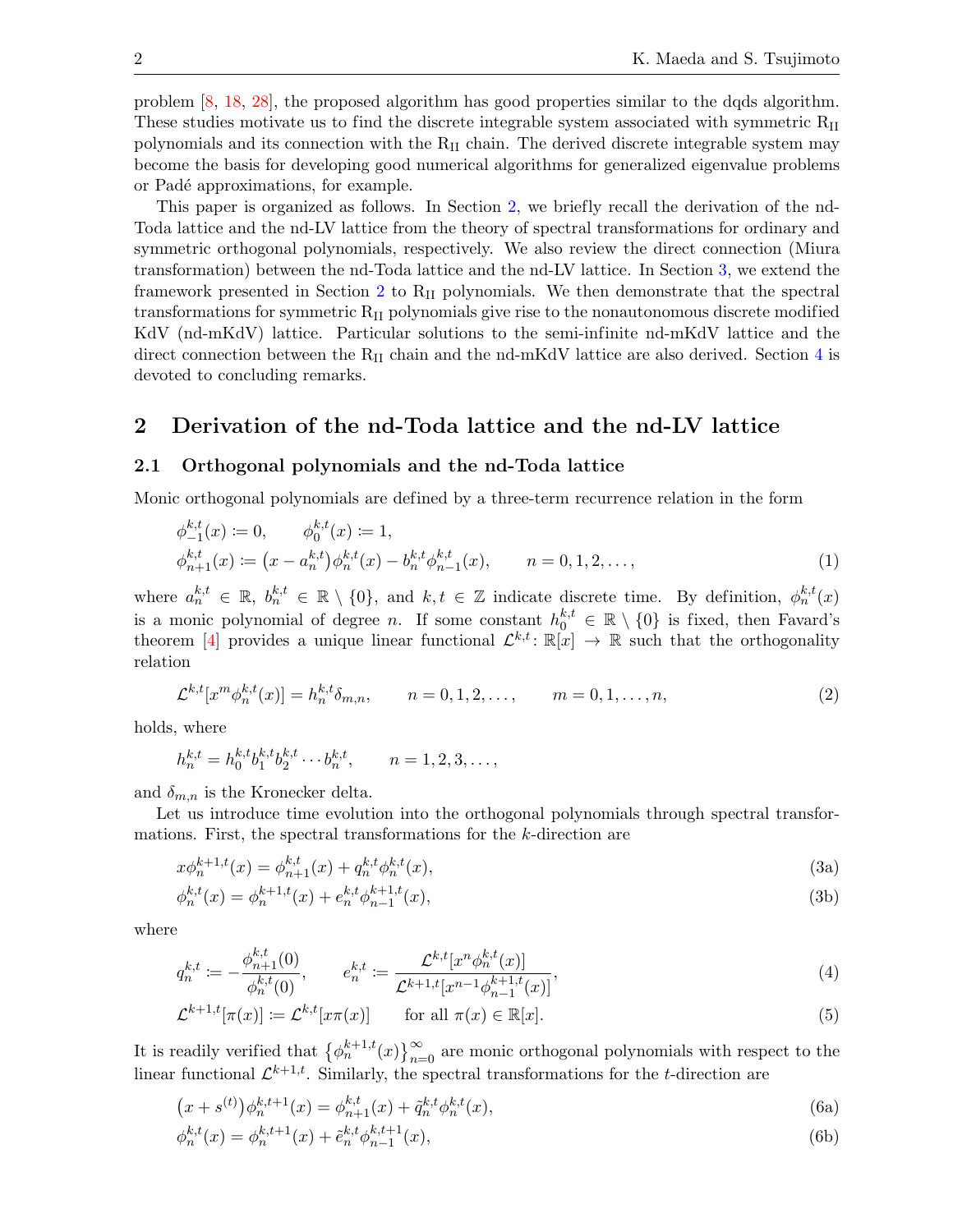problem [8, 18, 28], the proposed algorithm has good properties similar to the dqds algorithm. These studies motivate us to find the discrete integrable system associated with symmetric $\mathrm{R_{II}}$ polynomials and its connection with the $\mathrm{R_{II}}$ chain. The derived discrete integrable system may become the basis for developing good numerical algorithms for generalized eigenvalue problems or Padé approximations, for example.

This paper is organized as follows. In Section 2, we briefly recall the derivation of the nd-Toda lattice and the nd-LV lattice from the theory of spectral transformations for ordinary and symmetric orthogonal polynomials, respectively. We also review the direct connection (Miura transformation) between the nd-Toda lattice and the nd-LV lattice. In Section 3, we extend the framework presented in Section 2 to $\mathrm{R_{II}}$ polynomials. We then demonstrate that the spectral transformations for symmetric $\mathrm{R_{II}}$ polynomials give rise to the nonautonomous discrete modified KdV (nd-mKdV) lattice. Particular solutions to the semi-infinite nd-mKdV lattice and the direct connection between the $\mathrm{R_{II}}$ chain and the nd-mKdV lattice are also derived. Section 4 is devoted to concluding remarks.

## 2 Derivation of the nd-Toda lattice and the nd-LV lattice

### 2.1 Orthogonal polynomials and the nd-Toda lattice

Monic orthogonal polynomials are defined by a three-term recurrence relation in the form

$$
\begin{aligned}
&\phi_{-1}^{k,t}(x) \coloneqq 0, \qquad \phi_0^{k,t}(x) \coloneqq 1, \\
&\phi_{n+1}^{k,t}(x) \coloneqq \big(x - a_n^{k,t}\big)\phi_n^{k,t}(x) - b_n^{k,t}\phi_{n-1}^{k,t}(x), \qquad n = 0,1,2,\ldots,
\end{aligned} \tag{1}
$$

where $a_n^{k,t} \in \mathbb{R}$, $b_n^{k,t} \in \mathbb{R}\setminus\{0\}$, and $k,t \in \mathbb{Z}$ indicate discrete time. By definition, $\phi_n^{k,t}(x)$ is a monic polynomial of degree $n$. If some constant $h_0^{k,t} \in \mathbb{R}\setminus\{0\}$ is fixed, then Favard's theorem [4] provides a unique linear functional $\mathcal{L}^{k,t}\colon \mathbb{R}[x] \to \mathbb{R}$ such that the orthogonality relation

$$
\mathcal{L}^{k,t}[x^m \phi_n^{k,t}(x)] = h_n^{k,t}\delta_{m,n}, \qquad n = 0,1,2,\ldots, \qquad m = 0,1,\ldots,n, \tag{2}
$$

holds, where

$$
h_n^{k,t} = h_0^{k,t} b_1^{k,t} b_2^{k,t} \cdots b_n^{k,t}, \qquad n = 1,2,3,\ldots,
$$

and $\delta_{m,n}$ is the Kronecker delta.

Let us introduce time evolution into the orthogonal polynomials through spectral transformations. First, the spectral transformations for the $k$-direction are

$$
x\phi_n^{k+1,t}(x) = \phi_{n+1}^{k,t}(x) + q_n^{k,t}\phi_n^{k,t}(x), \tag{3a}
$$

$$
\phi_n^{k,t}(x) = \phi_n^{k+1,t}(x) + e_n^{k,t}\phi_{n-1}^{k+1,t}(x), \tag{3b}
$$

where

$$
q_n^{k,t} \coloneqq -\frac{\phi_{n+1}^{k,t}(0)}{\phi_n^{k,t}(0)}, \qquad e_n^{k,t} \coloneqq \frac{\mathcal{L}^{k,t}[x^n\phi_n^{k,t}(x)]}{\mathcal{L}^{k+1,t}[x^{n-1}\phi_{n-1}^{k+1,t}(x)]}, \tag{4}
$$

$$
\mathcal{L}^{k+1,t}[\pi(x)] \coloneqq \mathcal{L}^{k,t}[x\pi(x)] \qquad \text{for all } \pi(x) \in \mathbb{R}[x]. \tag{5}
$$

It is readily verified that $\big\{\phi_n^{k+1,t}(x)\big\}_{n=0}^{\infty}$ are monic orthogonal polynomials with respect to the linear functional $\mathcal{L}^{k+1,t}$. Similarly, the spectral transformations for the $t$-direction are

$$
\big(x + s^{(t)}\big)\phi_n^{k,t+1}(x) = \phi_{n+1}^{k,t}(x) + \tilde{q}_n^{k,t}\phi_n^{k,t}(x), \tag{6a}
$$

$$
\phi_n^{k,t}(x) = \phi_n^{k,t+1}(x) + \tilde{e}_n^{k,t}\phi_{n-1}^{k,t+1}(x), \tag{6b}
$$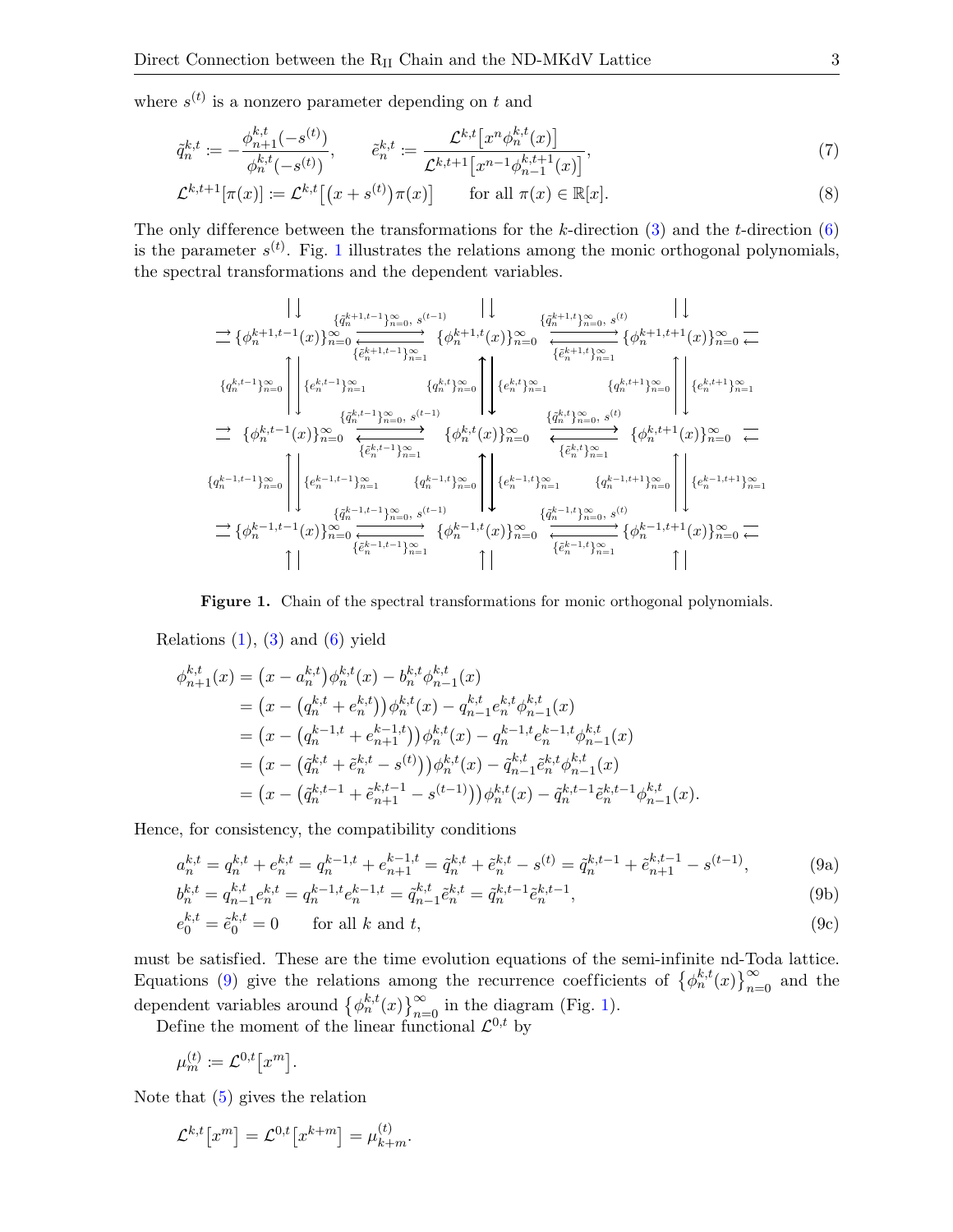where $s^{(t)}$ is a nonzero parameter depending on $t$ and

$$\tilde{q}_n^{k,t} := -\frac{\phi_{n+1}^{k,t}(-s^{(t)})}{\phi_n^{k,t}(-s^{(t)})}, \qquad \tilde{e}_n^{k,t} := \frac{\mathcal{L}^{k,t}\big[x^n \phi_n^{k,t}(x)\big]}{\mathcal{L}^{k,t+1}\big[x^{n-1}\phi_{n-1}^{k,t+1}(x)\big]}, \tag{7}$$

$$\mathcal{L}^{k,t+1}[\pi(x)] := \mathcal{L}^{k,t}\big[\big(x+s^{(t)}\big)\pi(x)\big] \qquad \text{for all } \pi(x) \in \mathbb{R}[x]. \tag{8}$$

The only difference between the transformations for the $k$-direction (3) and the $t$-direction (6) is the parameter $s^{(t)}$. Fig. 1 illustrates the relations among the monic orthogonal polynomials, the spectral transformations and the dependent variables.

$$\begin{array}{ccccc}
\{\phi_n^{k+1,t-1}(x)\}_{n=0}^\infty & \underset{\{\tilde{e}_n^{k+1,t-1}\}_{n=1}^\infty}{\overset{\{\tilde{q}_n^{k+1,t-1}\}_{n=0}^\infty,\ s^{(t-1)}}{\rightleftarrows}} & \{\phi_n^{k+1,t}(x)\}_{n=0}^\infty & \underset{\{\tilde{e}_n^{k+1,t}\}_{n=1}^\infty}{\overset{\{\tilde{q}_n^{k+1,t}\}_{n=0}^\infty,\ s^{(t)}}{\rightleftarrows}} & \{\phi_n^{k+1,t+1}(x)\}_{n=0}^\infty \\
\{q_n^{k,t-1}\}_{n=0}^\infty \ \updownarrow\ \{e_n^{k,t-1}\}_{n=1}^\infty & & \{q_n^{k,t}\}_{n=0}^\infty \ \updownarrow\ \{e_n^{k,t}\}_{n=1}^\infty & & \{q_n^{k,t+1}\}_{n=0}^\infty \ \updownarrow\ \{e_n^{k,t+1}\}_{n=1}^\infty \\
\{\phi_n^{k,t-1}(x)\}_{n=0}^\infty & \underset{\{\tilde{e}_n^{k,t-1}\}_{n=1}^\infty}{\overset{\{\tilde{q}_n^{k,t-1}\}_{n=0}^\infty,\ s^{(t-1)}}{\rightleftarrows}} & \{\phi_n^{k,t}(x)\}_{n=0}^\infty & \underset{\{\tilde{e}_n^{k,t}\}_{n=1}^\infty}{\overset{\{\tilde{q}_n^{k,t}\}_{n=0}^\infty,\ s^{(t)}}{\rightleftarrows}} & \{\phi_n^{k,t+1}(x)\}_{n=0}^\infty \\
\{q_n^{k-1,t-1}\}_{n=0}^\infty \ \updownarrow\ \{e_n^{k-1,t-1}\}_{n=1}^\infty & & \{q_n^{k-1,t}\}_{n=0}^\infty \ \updownarrow\ \{e_n^{k-1,t}\}_{n=1}^\infty & & \{q_n^{k-1,t+1}\}_{n=0}^\infty \ \updownarrow\ \{e_n^{k-1,t+1}\}_{n=1}^\infty \\
\{\phi_n^{k-1,t-1}(x)\}_{n=0}^\infty & \underset{\{\tilde{e}_n^{k-1,t-1}\}_{n=1}^\infty}{\overset{\{\tilde{q}_n^{k-1,t-1}\}_{n=0}^\infty,\ s^{(t-1)}}{\rightleftarrows}} & \{\phi_n^{k-1,t}(x)\}_{n=0}^\infty & \underset{\{\tilde{e}_n^{k-1,t}\}_{n=1}^\infty}{\overset{\{\tilde{q}_n^{k-1,t}\}_{n=0}^\infty,\ s^{(t)}}{\rightleftarrows}} & \{\phi_n^{k-1,t+1}(x)\}_{n=0}^\infty
\end{array}$$

**Figure 1.** Chain of the spectral transformations for monic orthogonal polynomials.

Relations (1), (3) and (6) yield

$$\begin{aligned}
\phi_{n+1}^{k,t}(x) &= \big(x - a_n^{k,t}\big)\phi_n^{k,t}(x) - b_n^{k,t}\phi_{n-1}^{k,t}(x) \\
&= \big(x - \big(q_n^{k,t} + e_n^{k,t}\big)\big)\phi_n^{k,t}(x) - q_{n-1}^{k,t}e_n^{k,t}\phi_{n-1}^{k,t}(x) \\
&= \big(x - \big(q_n^{k-1,t} + e_{n+1}^{k-1,t}\big)\big)\phi_n^{k,t}(x) - q_n^{k-1,t}e_n^{k-1,t}\phi_{n-1}^{k,t}(x) \\
&= \big(x - \big(\tilde{q}_n^{k,t} + \tilde{e}_n^{k,t} - s^{(t)}\big)\big)\phi_n^{k,t}(x) - \tilde{q}_{n-1}^{k,t}\tilde{e}_n^{k,t}\phi_{n-1}^{k,t}(x) \\
&= \big(x - \big(\tilde{q}_n^{k,t-1} + \tilde{e}_{n+1}^{k,t-1} - s^{(t-1)}\big)\big)\phi_n^{k,t}(x) - \tilde{q}_n^{k,t-1}\tilde{e}_n^{k,t-1}\phi_{n-1}^{k,t}(x).
\end{aligned}$$

Hence, for consistency, the compatibility conditions

$$a_n^{k,t} = q_n^{k,t} + e_n^{k,t} = q_n^{k-1,t} + e_{n+1}^{k-1,t} = \tilde{q}_n^{k,t} + \tilde{e}_n^{k,t} - s^{(t)} = \tilde{q}_n^{k,t-1} + \tilde{e}_{n+1}^{k,t-1} - s^{(t-1)}, \tag{9a}$$

$$b_n^{k,t} = q_{n-1}^{k,t}e_n^{k,t} = q_n^{k-1,t}e_n^{k-1,t} = \tilde{q}_{n-1}^{k,t}\tilde{e}_n^{k,t} = \tilde{q}_n^{k,t-1}\tilde{e}_n^{k,t-1}, \tag{9b}$$

$$e_0^{k,t} = \tilde{e}_0^{k,t} = 0 \qquad \text{for all } k \text{ and } t, \tag{9c}$$

must be satisfied. These are the time evolution equations of the semi-infinite nd-Toda lattice. Equations (9) give the relations among the recurrence coefficients of $\{\phi_n^{k,t}(x)\}_{n=0}^\infty$ and the dependent variables around $\{\phi_n^{k,t}(x)\}_{n=0}^\infty$ in the diagram (Fig. 1).

Define the moment of the linear functional $\mathcal{L}^{0,t}$ by

$$\mu_m^{(t)} := \mathcal{L}^{0,t}\big[x^m\big].$$

Note that (5) gives the relation

$$\mathcal{L}^{k,t}\big[x^m\big] = \mathcal{L}^{0,t}\big[x^{k+m}\big] = \mu_{k+m}^{(t)}.$$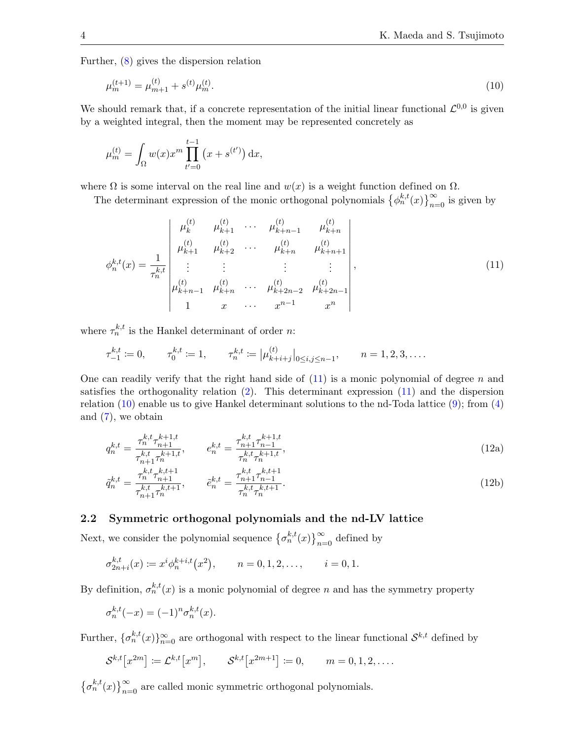Further, (8) gives the dispersion relation

$$\mu_m^{(t+1)} = \mu_{m+1}^{(t)} + s^{(t)}\mu_m^{(t)}. \tag{10}$$

We should remark that, if a concrete representation of the initial linear functional $\mathcal{L}^{0,0}$ is given by a weighted integral, then the moment may be represented concretely as

$$\mu_m^{(t)} = \int_\Omega w(x) x^m \prod_{t'=0}^{t-1} \left(x + s^{(t')}\right) \mathrm{d}x,$$

where $\Omega$ is some interval on the real line and $w(x)$ is a weight function defined on $\Omega$.

The determinant expression of the monic orthogonal polynomials $\left\{\phi_n^{k,t}(x)\right\}_{n=0}^{\infty}$ is given by

$$\phi_n^{k,t}(x) = \frac{1}{\tau_n^{k,t}} \begin{vmatrix} \mu_k^{(t)} & \mu_{k+1}^{(t)} & \cdots & \mu_{k+n-1}^{(t)} & \mu_{k+n}^{(t)} \\ \mu_{k+1}^{(t)} & \mu_{k+2}^{(t)} & \cdots & \mu_{k+n}^{(t)} & \mu_{k+n+1}^{(t)} \\ \vdots & \vdots & & \vdots & \vdots \\ \mu_{k+n-1}^{(t)} & \mu_{k+n}^{(t)} & \cdots & \mu_{k+2n-2}^{(t)} & \mu_{k+2n-1}^{(t)} \\ 1 & x & \cdots & x^{n-1} & x^n \end{vmatrix}, \tag{11}$$

where $\tau_n^{k,t}$ is the Hankel determinant of order $n$:

$$\tau_{-1}^{k,t} := 0, \qquad \tau_0^{k,t} := 1, \qquad \tau_n^{k,t} := \left|\mu_{k+i+j}^{(t)}\right|_{0 \le i,j \le n-1}, \qquad n = 1, 2, 3, \ldots.$$

One can readily verify that the right hand side of (11) is a monic polynomial of degree $n$ and satisfies the orthogonality relation (2). This determinant expression (11) and the dispersion relation (10) enable us to give Hankel determinant solutions to the nd-Toda lattice (9); from (4) and (7), we obtain

$$q_n^{k,t} = \frac{\tau_n^{k,t}\tau_{n+1}^{k+1,t}}{\tau_{n+1}^{k,t}\tau_n^{k+1,t}}, \qquad e_n^{k,t} = \frac{\tau_{n+1}^{k,t}\tau_{n-1}^{k+1,t}}{\tau_n^{k,t}\tau_n^{k+1,t}}, \tag{12a}$$

$$\tilde{q}_n^{k,t} = \frac{\tau_n^{k,t}\tau_{n+1}^{k,t+1}}{\tau_{n+1}^{k,t}\tau_n^{k,t+1}}, \qquad \tilde{e}_n^{k,t} = \frac{\tau_{n+1}^{k,t}\tau_{n-1}^{k,t+1}}{\tau_n^{k,t}\tau_n^{k,t+1}}. \tag{12b}$$

### 2.2 Symmetric orthogonal polynomials and the nd-LV lattice

Next, we consider the polynomial sequence $\left\{\sigma_n^{k,t}(x)\right\}_{n=0}^{\infty}$ defined by

$$\sigma_{2n+i}^{k,t}(x) := x^i \phi_n^{k+i,t}\left(x^2\right), \qquad n = 0, 1, 2, \ldots, \qquad i = 0, 1.$$

By definition, $\sigma_n^{k,t}(x)$ is a monic polynomial of degree $n$ and has the symmetry property

$$\sigma_n^{k,t}(-x) = (-1)^n \sigma_n^{k,t}(x).$$

Further, $\{\sigma_n^{k,t}(x)\}_{n=0}^{\infty}$ are orthogonal with respect to the linear functional $\mathcal{S}^{k,t}$ defined by

$$\mathcal{S}^{k,t}\left[x^{2m}\right] := \mathcal{L}^{k,t}\left[x^m\right], \qquad \mathcal{S}^{k,t}\left[x^{2m+1}\right] := 0, \qquad m = 0, 1, 2, \ldots.$$

$\left\{\sigma_n^{k,t}(x)\right\}_{n=0}^{\infty}$ are called monic symmetric orthogonal polynomials.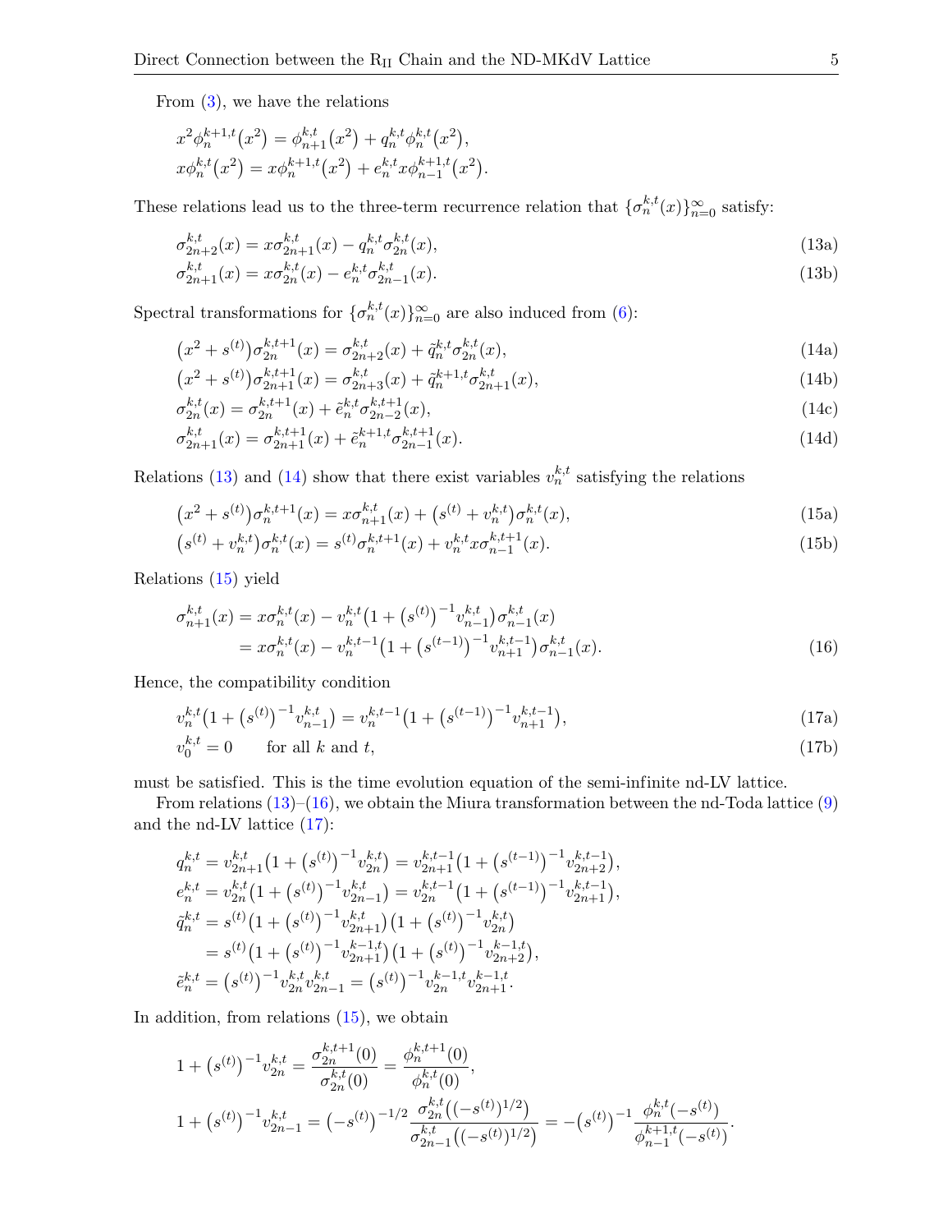From (3), we have the relations

$$x^2\phi_n^{k+1,t}(x^2) = \phi_{n+1}^{k,t}(x^2) + q_n^{k,t}\phi_n^{k,t}(x^2),$$
$$x\phi_n^{k,t}(x^2) = x\phi_n^{k+1,t}(x^2) + e_n^{k,t}x\phi_{n-1}^{k+1,t}(x^2).$$

These relations lead us to the three-term recurrence relation that $\{\sigma_n^{k,t}(x)\}_{n=0}^{\infty}$ satisfy:

$$\sigma_{2n+2}^{k,t}(x) = x\sigma_{2n+1}^{k,t}(x) - q_n^{k,t}\sigma_{2n}^{k,t}(x), \tag{13a}$$
$$\sigma_{2n+1}^{k,t}(x) = x\sigma_{2n}^{k,t}(x) - e_n^{k,t}\sigma_{2n-1}^{k,t}(x). \tag{13b}$$

Spectral transformations for $\{\sigma_n^{k,t}(x)\}_{n=0}^{\infty}$ are also induced from (6):

$$\big(x^2 + s^{(t)}\big)\sigma_{2n}^{k,t+1}(x) = \sigma_{2n+2}^{k,t}(x) + \tilde{q}_n^{k,t}\sigma_{2n}^{k,t}(x), \tag{14a}$$
$$\big(x^2 + s^{(t)}\big)\sigma_{2n+1}^{k,t+1}(x) = \sigma_{2n+3}^{k,t}(x) + \tilde{q}_n^{k+1,t}\sigma_{2n+1}^{k,t}(x), \tag{14b}$$
$$\sigma_{2n}^{k,t}(x) = \sigma_{2n}^{k,t+1}(x) + \tilde{e}_n^{k,t}\sigma_{2n-2}^{k,t+1}(x), \tag{14c}$$
$$\sigma_{2n+1}^{k,t}(x) = \sigma_{2n+1}^{k,t+1}(x) + \tilde{e}_n^{k+1,t}\sigma_{2n-1}^{k,t+1}(x). \tag{14d}$$

Relations (13) and (14) show that there exist variables $v_n^{k,t}$ satisfying the relations

$$\big(x^2 + s^{(t)}\big)\sigma_n^{k,t+1}(x) = x\sigma_{n+1}^{k,t}(x) + \big(s^{(t)} + v_n^{k,t}\big)\sigma_n^{k,t}(x), \tag{15a}$$
$$\big(s^{(t)} + v_n^{k,t}\big)\sigma_n^{k,t}(x) = s^{(t)}\sigma_n^{k,t+1}(x) + v_n^{k,t}x\sigma_{n-1}^{k,t+1}(x). \tag{15b}$$

Relations (15) yield

$$\begin{aligned}\sigma_{n+1}^{k,t}(x) &= x\sigma_n^{k,t}(x) - v_n^{k,t}\big(1 + \big(s^{(t)}\big)^{-1}v_{n-1}^{k,t}\big)\sigma_{n-1}^{k,t}(x)\\ &= x\sigma_n^{k,t}(x) - v_n^{k,t-1}\big(1 + \big(s^{(t-1)}\big)^{-1}v_{n+1}^{k,t-1}\big)\sigma_{n-1}^{k,t}(x).\end{aligned} \tag{16}$$

Hence, the compatibility condition

$$v_n^{k,t}\big(1 + \big(s^{(t)}\big)^{-1}v_{n-1}^{k,t}\big) = v_n^{k,t-1}\big(1 + \big(s^{(t-1)}\big)^{-1}v_{n+1}^{k,t-1}\big), \tag{17a}$$
$$v_0^{k,t} = 0 \qquad \text{for all } k \text{ and } t, \tag{17b}$$

must be satisfied. This is the time evolution equation of the semi-infinite nd-LV lattice.

From relations (13)–(16), we obtain the Miura transformation between the nd-Toda lattice (9) and the nd-LV lattice (17):

$$\begin{aligned}
q_n^{k,t} &= v_{2n+1}^{k,t}\big(1 + \big(s^{(t)}\big)^{-1}v_{2n}^{k,t}\big) = v_{2n+1}^{k,t-1}\big(1 + \big(s^{(t-1)}\big)^{-1}v_{2n+2}^{k,t-1}\big),\\
e_n^{k,t} &= v_{2n}^{k,t}\big(1 + \big(s^{(t)}\big)^{-1}v_{2n-1}^{k,t}\big) = v_{2n}^{k,t-1}\big(1 + \big(s^{(t-1)}\big)^{-1}v_{2n+1}^{k,t-1}\big),\\
\tilde{q}_n^{k,t} &= s^{(t)}\big(1 + \big(s^{(t)}\big)^{-1}v_{2n+1}^{k,t}\big)\big(1 + \big(s^{(t)}\big)^{-1}v_{2n}^{k,t}\big)\\
&= s^{(t)}\big(1 + \big(s^{(t)}\big)^{-1}v_{2n+1}^{k-1,t}\big)\big(1 + \big(s^{(t)}\big)^{-1}v_{2n+2}^{k-1,t}\big),\\
\tilde{e}_n^{k,t} &= \big(s^{(t)}\big)^{-1}v_{2n}^{k,t}v_{2n-1}^{k,t} = \big(s^{(t)}\big)^{-1}v_{2n}^{k-1,t}v_{2n+1}^{k-1,t}.
\end{aligned}$$

In addition, from relations (15), we obtain

$$1 + \big(s^{(t)}\big)^{-1}v_{2n}^{k,t} = \frac{\sigma_{2n}^{k,t+1}(0)}{\sigma_{2n}^{k,t}(0)} = \frac{\phi_n^{k,t+1}(0)}{\phi_n^{k,t}(0)},$$
$$1 + \big(s^{(t)}\big)^{-1}v_{2n-1}^{k,t} = \big(-s^{(t)}\big)^{-1/2}\frac{\sigma_{2n}^{k,t}\big((-s^{(t)})^{1/2}\big)}{\sigma_{2n-1}^{k,t}\big((-s^{(t)})^{1/2}\big)} = -\big(s^{(t)}\big)^{-1}\frac{\phi_n^{k,t}(-s^{(t)})}{\phi_{n-1}^{k+1,t}(-s^{(t)})}.$$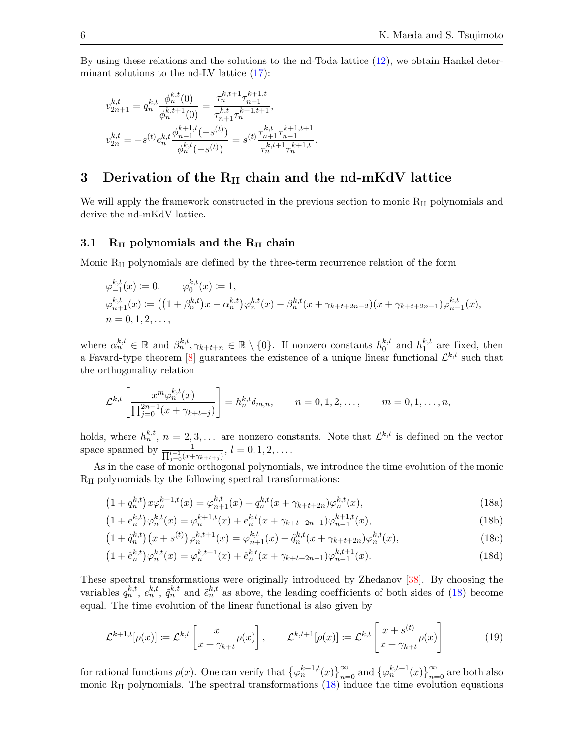By using these relations and the solutions to the nd-Toda lattice (12), we obtain Hankel determinant solutions to the nd-LV lattice (17):

$$
v_{2n+1}^{k,t} = q_n^{k,t} \frac{\phi_n^{k,t}(0)}{\phi_n^{k,t+1}(0)} = \frac{\tau_n^{k,t+1} \tau_{n+1}^{k+1,t}}{\tau_{n+1}^{k,t} \tau_n^{k+1,t+1}},
$$

$$
v_{2n}^{k,t} = -s^{(t)} e_n^{k,t} \frac{\phi_{n-1}^{k+1,t}(-s^{(t)})}{\phi_n^{k,t}(-s^{(t)})} = s^{(t)} \frac{\tau_{n+1}^{k,t} \tau_{n-1}^{k+1,t+1}}{\tau_n^{k,t+1} \tau_n^{k+1,t}}.
$$

## 3 Derivation of the $\mathrm{R_{II}}$ chain and the nd-mKdV lattice

We will apply the framework constructed in the previous section to monic $\mathrm{R_{II}}$ polynomials and derive the nd-mKdV lattice.

### 3.1 $\mathrm{R_{II}}$ polynomials and the $\mathrm{R_{II}}$ chain

Monic $\mathrm{R_{II}}$ polynomials are defined by the three-term recurrence relation of the form

$$
\begin{aligned}
&\varphi_{-1}^{k,t}(x) \coloneqq 0, \qquad \varphi_0^{k,t}(x) \coloneqq 1, \\
&\varphi_{n+1}^{k,t}(x) \coloneqq \big((1+\beta_n^{k,t})x - \alpha_n^{k,t}\big)\varphi_n^{k,t}(x) - \beta_n^{k,t}(x+\gamma_{k+t+2n-2})(x+\gamma_{k+t+2n-1})\varphi_{n-1}^{k,t}(x), \\
&n = 0,1,2,\ldots,
\end{aligned}
$$

where $\alpha_n^{k,t} \in \mathbb{R}$ and $\beta_n^{k,t}, \gamma_{k+t+n} \in \mathbb{R}\setminus\{0\}$. If nonzero constants $h_0^{k,t}$ and $h_1^{k,t}$ are fixed, then a Favard-type theorem [8] guarantees the existence of a unique linear functional $\mathcal{L}^{k,t}$ such that the orthogonality relation

$$
\mathcal{L}^{k,t}\left[\frac{x^m \varphi_n^{k,t}(x)}{\prod_{j=0}^{2n-1}(x+\gamma_{k+t+j})}\right] = h_n^{k,t}\delta_{m,n}, \qquad n = 0,1,2,\ldots, \qquad m = 0,1,\ldots,n,
$$

holds, where $h_n^{k,t}$, $n = 2,3,\ldots$ are nonzero constants. Note that $\mathcal{L}^{k,t}$ is defined on the vector space spanned by $\frac{1}{\prod_{j=0}^{l-1}(x+\gamma_{k+t+j})}$, $l = 0,1,2,\ldots$.

As in the case of monic orthogonal polynomials, we introduce the time evolution of the monic $\mathrm{R_{II}}$ polynomials by the following spectral transformations:

$$
\big(1+q_n^{k,t}\big)x\varphi_n^{k+1,t}(x) = \varphi_{n+1}^{k,t}(x) + q_n^{k,t}(x+\gamma_{k+t+2n})\varphi_n^{k,t}(x), \tag{18a}
$$

$$
\big(1+e_n^{k,t}\big)\varphi_n^{k,t}(x) = \varphi_n^{k+1,t}(x) + e_n^{k,t}(x+\gamma_{k+t+2n-1})\varphi_{n-1}^{k+1,t}(x), \tag{18b}
$$

$$
\big(1+\tilde{q}_n^{k,t}\big)\big(x+s^{(t)}\big)\varphi_n^{k,t+1}(x) = \varphi_{n+1}^{k,t}(x) + \tilde{q}_n^{k,t}(x+\gamma_{k+t+2n})\varphi_n^{k,t}(x), \tag{18c}
$$

$$
\big(1+\tilde{e}_n^{k,t}\big)\varphi_n^{k,t}(x) = \varphi_n^{k,t+1}(x) + \tilde{e}_n^{k,t}(x+\gamma_{k+t+2n-1})\varphi_{n-1}^{k,t+1}(x). \tag{18d}
$$

These spectral transformations were originally introduced by Zhedanov [38]. By choosing the variables $q_n^{k,t}$, $e_n^{k,t}$, $\tilde{q}_n^{k,t}$ and $\tilde{e}_n^{k,t}$ as above, the leading coefficients of both sides of (18) become equal. The time evolution of the linear functional is also given by

$$
\mathcal{L}^{k+1,t}[\rho(x)] \coloneqq \mathcal{L}^{k,t}\left[\frac{x}{x+\gamma_{k+t}}\rho(x)\right], \qquad \mathcal{L}^{k,t+1}[\rho(x)] \coloneqq \mathcal{L}^{k,t}\left[\frac{x+s^{(t)}}{x+\gamma_{k+t}}\rho(x)\right] \tag{19}
$$

for rational functions $\rho(x)$. One can verify that $\left\{\varphi_n^{k+1,t}(x)\right\}_{n=0}^{\infty}$ and $\left\{\varphi_n^{k,t+1}(x)\right\}_{n=0}^{\infty}$ are both also monic $\mathrm{R_{II}}$ polynomials. The spectral transformations (18) induce the time evolution equations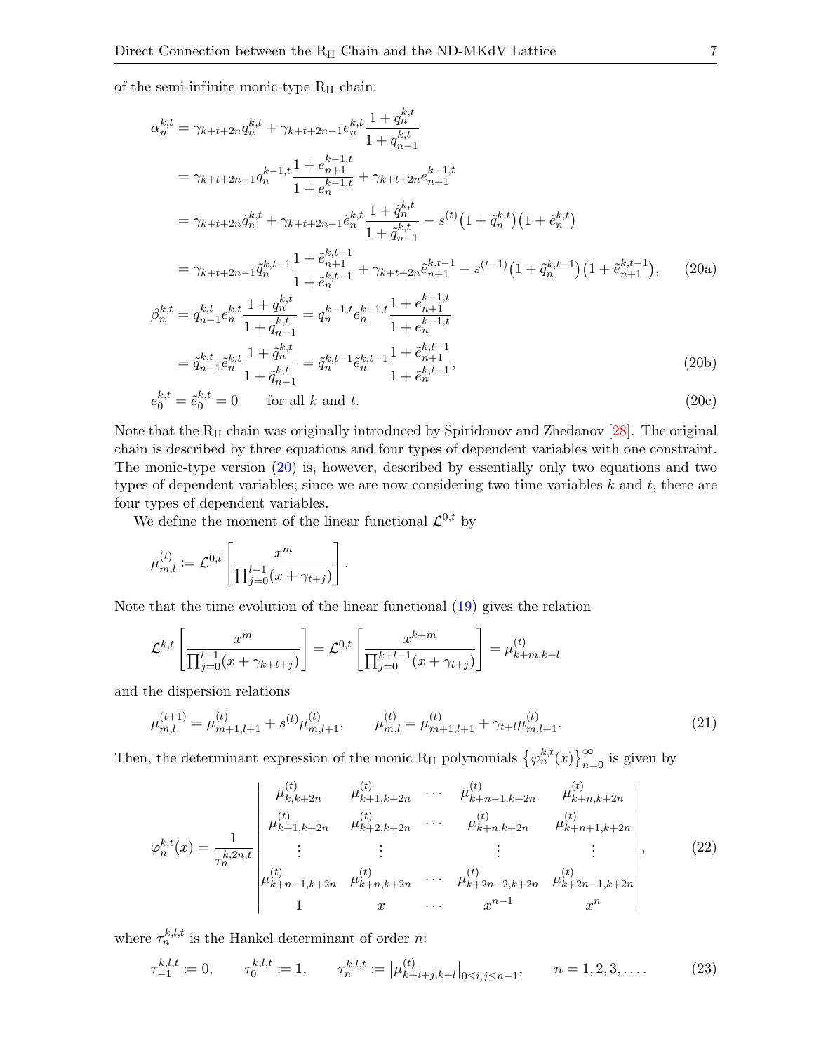of the semi-infinite monic-type $\mathrm{R_{II}}$ chain:

$$
\begin{aligned}
\alpha_n^{k,t} &= \gamma_{k+t+2n} q_n^{k,t} + \gamma_{k+t+2n-1} e_n^{k,t} \frac{1+q_n^{k,t}}{1+q_{n-1}^{k,t}} \\
&= \gamma_{k+t+2n-1} q_n^{k-1,t} \frac{1+e_{n+1}^{k-1,t}}{1+e_n^{k-1,t}} + \gamma_{k+t+2n} e_{n+1}^{k-1,t} \\
&= \gamma_{k+t+2n} \tilde{q}_n^{k,t} + \gamma_{k+t+2n-1} \tilde{e}_n^{k,t} \frac{1+\tilde{q}_n^{k,t}}{1+\tilde{q}_{n-1}^{k,t}} - s^{(t)} \big(1+\tilde{q}_n^{k,t}\big)\big(1+\tilde{e}_n^{k,t}\big) \\
&= \gamma_{k+t+2n-1} \tilde{q}_n^{k,t-1} \frac{1+\tilde{e}_{n+1}^{k,t-1}}{1+\tilde{e}_n^{k,t-1}} + \gamma_{k+t+2n} \tilde{e}_{n+1}^{k,t-1} - s^{(t-1)} \big(1+\tilde{q}_n^{k,t-1}\big)\big(1+\tilde{e}_{n+1}^{k,t-1}\big),
\end{aligned} \tag{20a}
$$

$$
\begin{aligned}
\beta_n^{k,t} &= q_{n-1}^{k,t} e_n^{k,t} \frac{1+q_n^{k,t}}{1+q_{n-1}^{k,t}} = q_n^{k-1,t} e_n^{k-1,t} \frac{1+e_{n+1}^{k-1,t}}{1+e_n^{k-1,t}} \\
&= \tilde{q}_{n-1}^{k,t} \tilde{e}_n^{k,t} \frac{1+\tilde{q}_n^{k,t}}{1+\tilde{q}_{n-1}^{k,t}} = \tilde{q}_n^{k,t-1} \tilde{e}_n^{k,t-1} \frac{1+\tilde{e}_{n+1}^{k,t-1}}{1+\tilde{e}_n^{k,t-1}},
\end{aligned} \tag{20b}
$$

$$
e_0^{k,t} = \tilde{e}_0^{k,t} = 0 \qquad \text{for all } k \text{ and } t. \tag{20c}
$$

Note that the $\mathrm{R_{II}}$ chain was originally introduced by Spiridonov and Zhedanov [28]. The original chain is described by three equations and four types of dependent variables with one constraint. The monic-type version (20) is, however, described by essentially only two equations and two types of dependent variables; since we are now considering two time variables $k$ and $t$, there are four types of dependent variables.

We define the moment of the linear functional $\mathcal{L}^{0,t}$ by

$$
\mu_{m,l}^{(t)} \coloneqq \mathcal{L}^{0,t}\left[\frac{x^m}{\prod_{j=0}^{l-1}(x+\gamma_{t+j})}\right].
$$

Note that the time evolution of the linear functional (19) gives the relation

$$
\mathcal{L}^{k,t}\left[\frac{x^m}{\prod_{j=0}^{l-1}(x+\gamma_{k+t+j})}\right] = \mathcal{L}^{0,t}\left[\frac{x^{k+m}}{\prod_{j=0}^{k+l-1}(x+\gamma_{t+j})}\right] = \mu_{k+m,k+l}^{(t)}
$$

and the dispersion relations

$$
\mu_{m,l}^{(t+1)} = \mu_{m+1,l+1}^{(t)} + s^{(t)} \mu_{m,l+1}^{(t)}, \qquad \mu_{m,l}^{(t)} = \mu_{m+1,l+1}^{(t)} + \gamma_{t+l} \mu_{m,l+1}^{(t)}. \tag{21}
$$

Then, the determinant expression of the monic $\mathrm{R_{II}}$ polynomials $\{\varphi_n^{k,t}(x)\}_{n=0}^{\infty}$ is given by

$$
\varphi_n^{k,t}(x) = \frac{1}{\tau_n^{k,2n,t}}
\begin{vmatrix}
\mu_{k,k+2n}^{(t)} & \mu_{k+1,k+2n}^{(t)} & \cdots & \mu_{k+n-1,k+2n}^{(t)} & \mu_{k+n,k+2n}^{(t)} \\
\mu_{k+1,k+2n}^{(t)} & \mu_{k+2,k+2n}^{(t)} & \cdots & \mu_{k+n,k+2n}^{(t)} & \mu_{k+n+1,k+2n}^{(t)} \\
\vdots & \vdots & & \vdots & \vdots \\
\mu_{k+n-1,k+2n}^{(t)} & \mu_{k+n,k+2n}^{(t)} & \cdots & \mu_{k+2n-2,k+2n}^{(t)} & \mu_{k+2n-1,k+2n}^{(t)} \\
1 & x & \cdots & x^{n-1} & x^n
\end{vmatrix}, \tag{22}
$$

where $\tau_n^{k,l,t}$ is the Hankel determinant of order $n$:

$$
\tau_{-1}^{k,l,t} \coloneqq 0, \qquad \tau_0^{k,l,t} \coloneqq 1, \qquad \tau_n^{k,l,t} \coloneqq \left|\mu_{k+i+j,k+l}^{(t)}\right|_{0\le i,j\le n-1}, \qquad n = 1,2,3,\ldots. \tag{23}
$$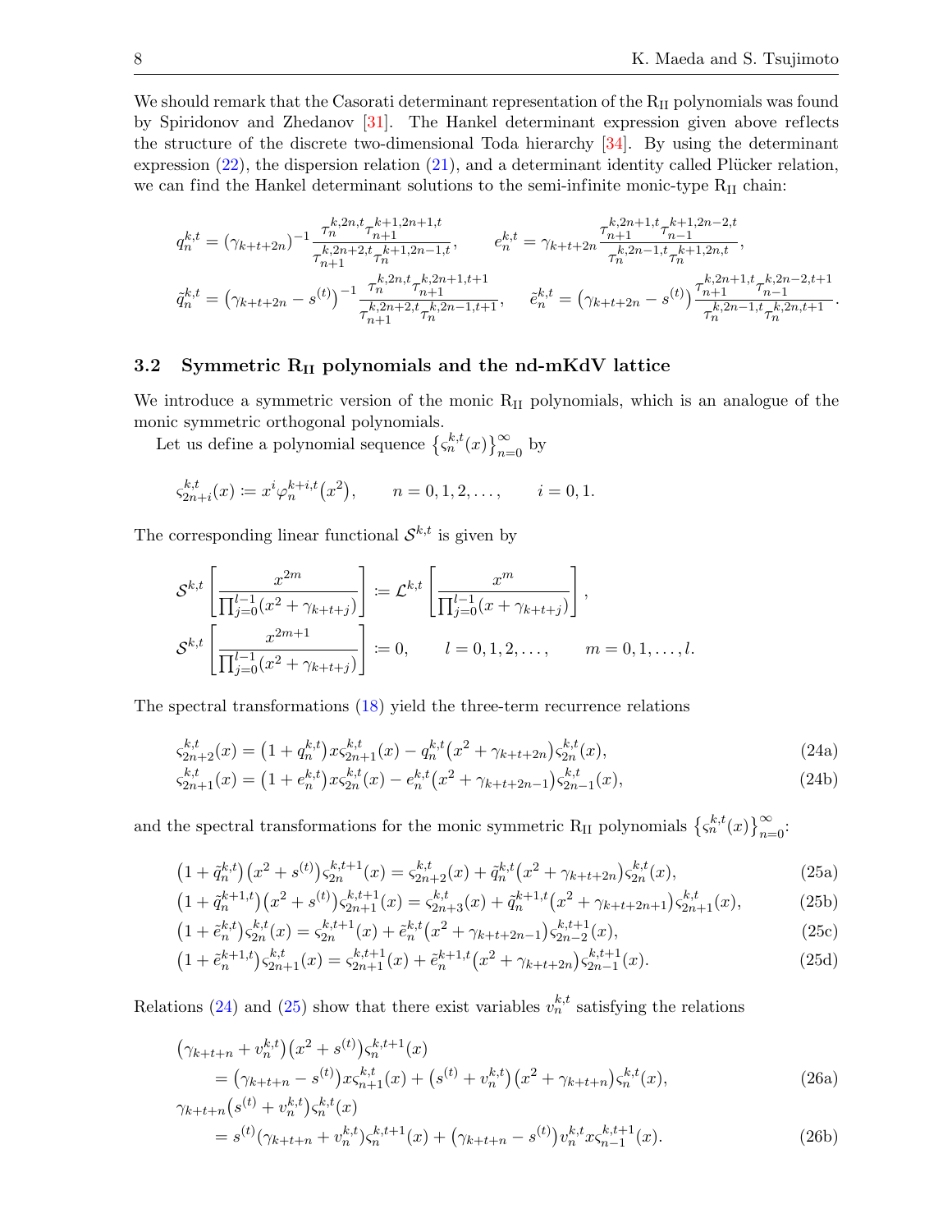We should remark that the Casorati determinant representation of the $\mathrm{R_{II}}$ polynomials was found by Spiridonov and Zhedanov [31]. The Hankel determinant expression given above reflects the structure of the discrete two-dimensional Toda hierarchy [34]. By using the determinant expression (22), the dispersion relation (21), and a determinant identity called Plücker relation, we can find the Hankel determinant solutions to the semi-infinite monic-type $\mathrm{R_{II}}$ chain:

$$q_n^{k,t} = (\gamma_{k+t+2n})^{-1} \frac{\tau_n^{k,2n,t} \tau_{n+1}^{k+1,2n+1,t}}{\tau_{n+1}^{k,2n+2,t} \tau_n^{k+1,2n-1,t}}, \qquad e_n^{k,t} = \gamma_{k+t+2n} \frac{\tau_{n+1}^{k,2n+1,t} \tau_{n-1}^{k+1,2n-2,t}}{\tau_n^{k,2n-1,t} \tau_n^{k+1,2n,t}},$$

$$\tilde{q}_n^{k,t} = \left(\gamma_{k+t+2n} - s^{(t)}\right)^{-1} \frac{\tau_n^{k,2n,t} \tau_{n+1}^{k,2n+1,t+1}}{\tau_{n+1}^{k,2n+2,t} \tau_n^{k,2n-1,t+1}}, \qquad \tilde{e}_n^{k,t} = \left(\gamma_{k+t+2n} - s^{(t)}\right) \frac{\tau_{n+1}^{k,2n+1,t} \tau_{n-1}^{k,2n-2,t+1}}{\tau_n^{k,2n-1,t} \tau_n^{k,2n,t+1}}.$$

### 3.2 Symmetric $\mathrm{R_{II}}$ polynomials and the nd-mKdV lattice

We introduce a symmetric version of the monic $\mathrm{R_{II}}$ polynomials, which is an analogue of the monic symmetric orthogonal polynomials.

Let us define a polynomial sequence $\left\{\varsigma_n^{k,t}(x)\right\}_{n=0}^{\infty}$ by

$$\varsigma_{2n+i}^{k,t}(x) := x^i \varphi_n^{k+i,t}\left(x^2\right), \qquad n = 0, 1, 2, \dots, \qquad i = 0, 1.$$

The corresponding linear functional $\mathcal{S}^{k,t}$ is given by

$$\mathcal{S}^{k,t}\left[\frac{x^{2m}}{\prod_{j=0}^{l-1}(x^2 + \gamma_{k+t+j})}\right] := \mathcal{L}^{k,t}\left[\frac{x^m}{\prod_{j=0}^{l-1}(x + \gamma_{k+t+j})}\right],$$

$$\mathcal{S}^{k,t}\left[\frac{x^{2m+1}}{\prod_{j=0}^{l-1}(x^2 + \gamma_{k+t+j})}\right] := 0, \qquad l = 0, 1, 2, \dots, \qquad m = 0, 1, \dots, l.$$

The spectral transformations (18) yield the three-term recurrence relations

$$\varsigma_{2n+2}^{k,t}(x) = \left(1 + q_n^{k,t}\right) x \varsigma_{2n+1}^{k,t}(x) - q_n^{k,t}\left(x^2 + \gamma_{k+t+2n}\right) \varsigma_{2n}^{k,t}(x), \tag{24a}$$

$$\varsigma_{2n+1}^{k,t}(x) = \left(1 + e_n^{k,t}\right) x \varsigma_{2n}^{k,t}(x) - e_n^{k,t}\left(x^2 + \gamma_{k+t+2n-1}\right) \varsigma_{2n-1}^{k,t}(x), \tag{24b}$$

and the spectral transformations for the monic symmetric $\mathrm{R_{II}}$ polynomials $\left\{\varsigma_n^{k,t}(x)\right\}_{n=0}^{\infty}$:

$$\left(1 + \tilde{q}_n^{k,t}\right)\left(x^2 + s^{(t)}\right) \varsigma_{2n}^{k,t+1}(x) = \varsigma_{2n+2}^{k,t}(x) + \tilde{q}_n^{k,t}\left(x^2 + \gamma_{k+t+2n}\right) \varsigma_{2n}^{k,t}(x), \tag{25a}$$

$$\left(1 + \tilde{q}_n^{k+1,t}\right)\left(x^2 + s^{(t)}\right) \varsigma_{2n+1}^{k,t+1}(x) = \varsigma_{2n+3}^{k,t}(x) + \tilde{q}_n^{k+1,t}\left(x^2 + \gamma_{k+t+2n+1}\right) \varsigma_{2n+1}^{k,t}(x), \tag{25b}$$

$$\left(1 + \tilde{e}_n^{k,t}\right) \varsigma_{2n}^{k,t}(x) = \varsigma_{2n}^{k,t+1}(x) + \tilde{e}_n^{k,t}\left(x^2 + \gamma_{k+t+2n-1}\right) \varsigma_{2n-2}^{k,t+1}(x), \tag{25c}$$

$$\left(1 + \tilde{e}_n^{k+1,t}\right) \varsigma_{2n+1}^{k,t}(x) = \varsigma_{2n+1}^{k,t+1}(x) + \tilde{e}_n^{k+1,t}\left(x^2 + \gamma_{k+t+2n}\right) \varsigma_{2n-1}^{k,t+1}(x). \tag{25d}$$

Relations (24) and (25) show that there exist variables $v_n^{k,t}$ satisfying the relations

$$\begin{aligned} &\left(\gamma_{k+t+n} + v_n^{k,t}\right)\left(x^2 + s^{(t)}\right) \varsigma_n^{k,t+1}(x) \\ &\qquad = \left(\gamma_{k+t+n} - s^{(t)}\right) x \varsigma_{n+1}^{k,t}(x) + \left(s^{(t)} + v_n^{k,t}\right)\left(x^2 + \gamma_{k+t+n}\right) \varsigma_n^{k,t}(x), \end{aligned} \tag{26a}$$

$$\begin{aligned} &\gamma_{k+t+n}\left(s^{(t)} + v_n^{k,t}\right) \varsigma_n^{k,t}(x) \\ &\qquad = s^{(t)}\left(\gamma_{k+t+n} + v_n^{k,t}\right) \varsigma_n^{k,t+1}(x) + \left(\gamma_{k+t+n} - s^{(t)}\right) v_n^{k,t} x \varsigma_{n-1}^{k,t+1}(x). \end{aligned} \tag{26b}$$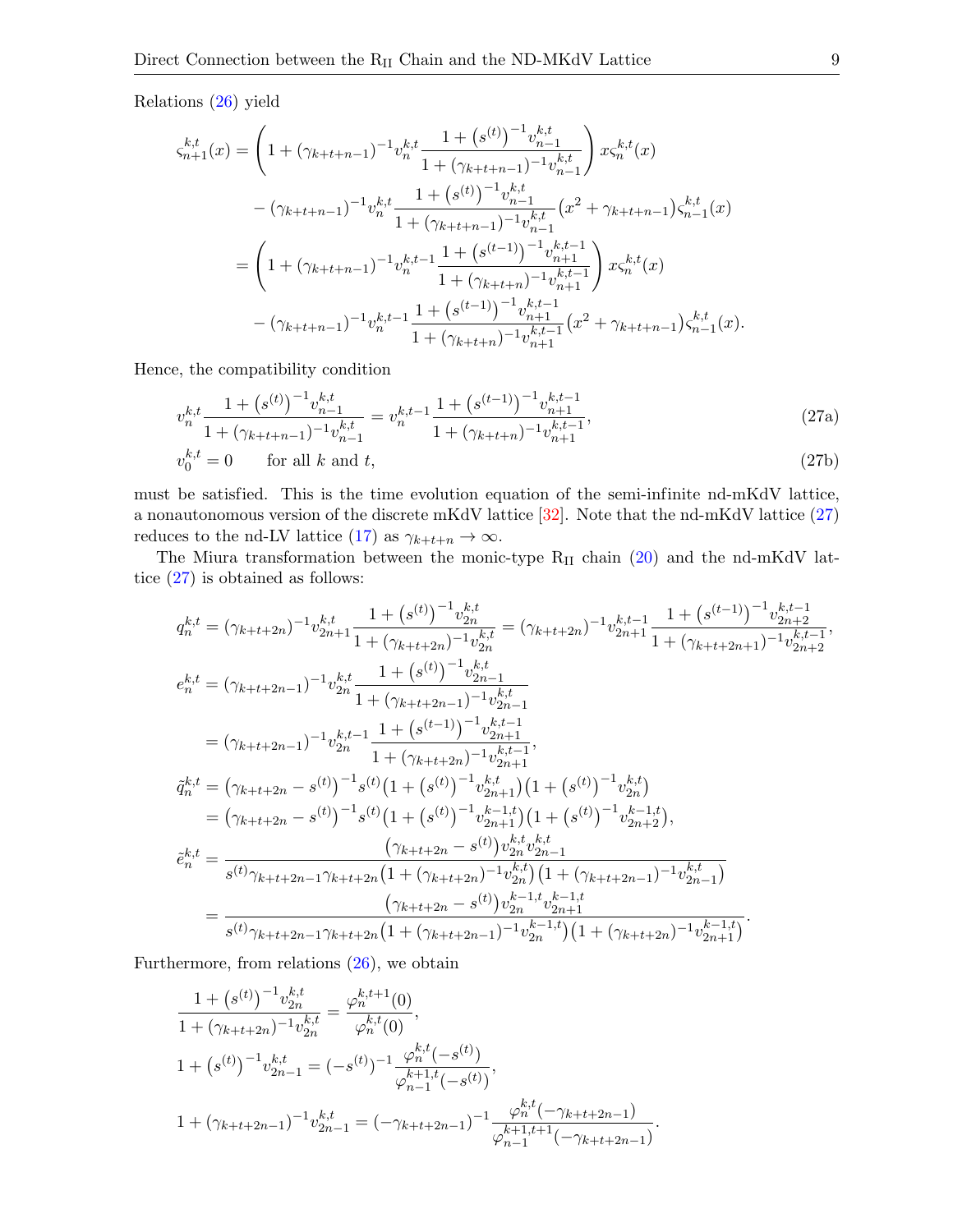Relations (26) yield

$$
\begin{aligned}
\varsigma_{n+1}^{k,t}(x) &= \left(1 + (\gamma_{k+t+n-1})^{-1} v_n^{k,t} \frac{1 + \left(s^{(t)}\right)^{-1} v_{n-1}^{k,t}}{1 + (\gamma_{k+t+n-1})^{-1} v_{n-1}^{k,t}}\right) x \varsigma_n^{k,t}(x) \\
&\quad - (\gamma_{k+t+n-1})^{-1} v_n^{k,t} \frac{1 + \left(s^{(t)}\right)^{-1} v_{n-1}^{k,t}}{1 + (\gamma_{k+t+n-1})^{-1} v_{n-1}^{k,t}} \left(x^2 + \gamma_{k+t+n-1}\right) \varsigma_{n-1}^{k,t}(x) \\
&= \left(1 + (\gamma_{k+t+n-1})^{-1} v_n^{k,t-1} \frac{1 + \left(s^{(t-1)}\right)^{-1} v_{n+1}^{k,t-1}}{1 + (\gamma_{k+t+n})^{-1} v_{n+1}^{k,t-1}}\right) x \varsigma_n^{k,t}(x) \\
&\quad - (\gamma_{k+t+n-1})^{-1} v_n^{k,t-1} \frac{1 + \left(s^{(t-1)}\right)^{-1} v_{n+1}^{k,t-1}}{1 + (\gamma_{k+t+n})^{-1} v_{n+1}^{k,t-1}} \left(x^2 + \gamma_{k+t+n-1}\right) \varsigma_{n-1}^{k,t}(x).
\end{aligned}
$$

Hence, the compatibility condition

$$
v_n^{k,t} \frac{1 + \left(s^{(t)}\right)^{-1} v_{n-1}^{k,t}}{1 + (\gamma_{k+t+n-1})^{-1} v_{n-1}^{k,t}} = v_n^{k,t-1} \frac{1 + \left(s^{(t-1)}\right)^{-1} v_{n+1}^{k,t-1}}{1 + (\gamma_{k+t+n})^{-1} v_{n+1}^{k,t-1}}, \tag{27a}
$$

$$
v_0^{k,t} = 0 \qquad \text{for all } k \text{ and } t, \tag{27b}
$$

must be satisfied. This is the time evolution equation of the semi-infinite nd-mKdV lattice, a nonautonomous version of the discrete mKdV lattice [32]. Note that the nd-mKdV lattice (27) reduces to the nd-LV lattice (17) as $\gamma_{k+t+n} \to \infty$.

The Miura transformation between the monic-type $\mathrm{R_{II}}$ chain (20) and the nd-mKdV lattice (27) is obtained as follows:

$$
\begin{aligned}
q_n^{k,t} &= (\gamma_{k+t+2n})^{-1} v_{2n+1}^{k,t} \frac{1 + \left(s^{(t)}\right)^{-1} v_{2n}^{k,t}}{1 + (\gamma_{k+t+2n})^{-1} v_{2n}^{k,t}} = (\gamma_{k+t+2n})^{-1} v_{2n+1}^{k,t-1} \frac{1 + \left(s^{(t-1)}\right)^{-1} v_{2n+2}^{k,t-1}}{1 + (\gamma_{k+t+2n+1})^{-1} v_{2n+2}^{k,t-1}}, \\
e_n^{k,t} &= (\gamma_{k+t+2n-1})^{-1} v_{2n}^{k,t} \frac{1 + \left(s^{(t)}\right)^{-1} v_{2n-1}^{k,t}}{1 + (\gamma_{k+t+2n-1})^{-1} v_{2n-1}^{k,t}} \\
&= (\gamma_{k+t+2n-1})^{-1} v_{2n}^{k,t-1} \frac{1 + \left(s^{(t-1)}\right)^{-1} v_{2n+1}^{k,t-1}}{1 + (\gamma_{k+t+2n})^{-1} v_{2n+1}^{k,t-1}}, \\
\tilde{q}_n^{k,t} &= \left(\gamma_{k+t+2n} - s^{(t)}\right)^{-1} s^{(t)} \left(1 + \left(s^{(t)}\right)^{-1} v_{2n+1}^{k,t}\right) \left(1 + \left(s^{(t)}\right)^{-1} v_{2n}^{k,t}\right) \\
&= \left(\gamma_{k+t+2n} - s^{(t)}\right)^{-1} s^{(t)} \left(1 + \left(s^{(t)}\right)^{-1} v_{2n+1}^{k-1,t}\right) \left(1 + \left(s^{(t)}\right)^{-1} v_{2n+2}^{k-1,t}\right), \\
\tilde{e}_n^{k,t} &= \frac{\left(\gamma_{k+t+2n} - s^{(t)}\right) v_{2n}^{k,t} v_{2n-1}^{k,t}}{s^{(t)} \gamma_{k+t+2n-1} \gamma_{k+t+2n} \left(1 + (\gamma_{k+t+2n})^{-1} v_{2n}^{k,t}\right) \left(1 + (\gamma_{k+t+2n-1})^{-1} v_{2n-1}^{k,t}\right)} \\
&= \frac{\left(\gamma_{k+t+2n} - s^{(t)}\right) v_{2n}^{k-1,t} v_{2n+1}^{k-1,t}}{s^{(t)} \gamma_{k+t+2n-1} \gamma_{k+t+2n} \left(1 + (\gamma_{k+t+2n-1})^{-1} v_{2n}^{k-1,t}\right) \left(1 + (\gamma_{k+t+2n})^{-1} v_{2n+1}^{k-1,t}\right)}.
\end{aligned}
$$

Furthermore, from relations (26), we obtain

$$
\begin{aligned}
&\frac{1 + \left(s^{(t)}\right)^{-1} v_{2n}^{k,t}}{1 + (\gamma_{k+t+2n})^{-1} v_{2n}^{k,t}} = \frac{\varphi_n^{k,t+1}(0)}{\varphi_n^{k,t}(0)}, \\
&1 + \left(s^{(t)}\right)^{-1} v_{2n-1}^{k,t} = (-s^{(t)})^{-1} \frac{\varphi_n^{k,t}(-s^{(t)})}{\varphi_{n-1}^{k+1,t}(-s^{(t)})}, \\
&1 + (\gamma_{k+t+2n-1})^{-1} v_{2n-1}^{k,t} = (-\gamma_{k+t+2n-1})^{-1} \frac{\varphi_n^{k,t}(-\gamma_{k+t+2n-1})}{\varphi_{n-1}^{k+1,t+1}(-\gamma_{k+t+2n-1})}.
\end{aligned}
$$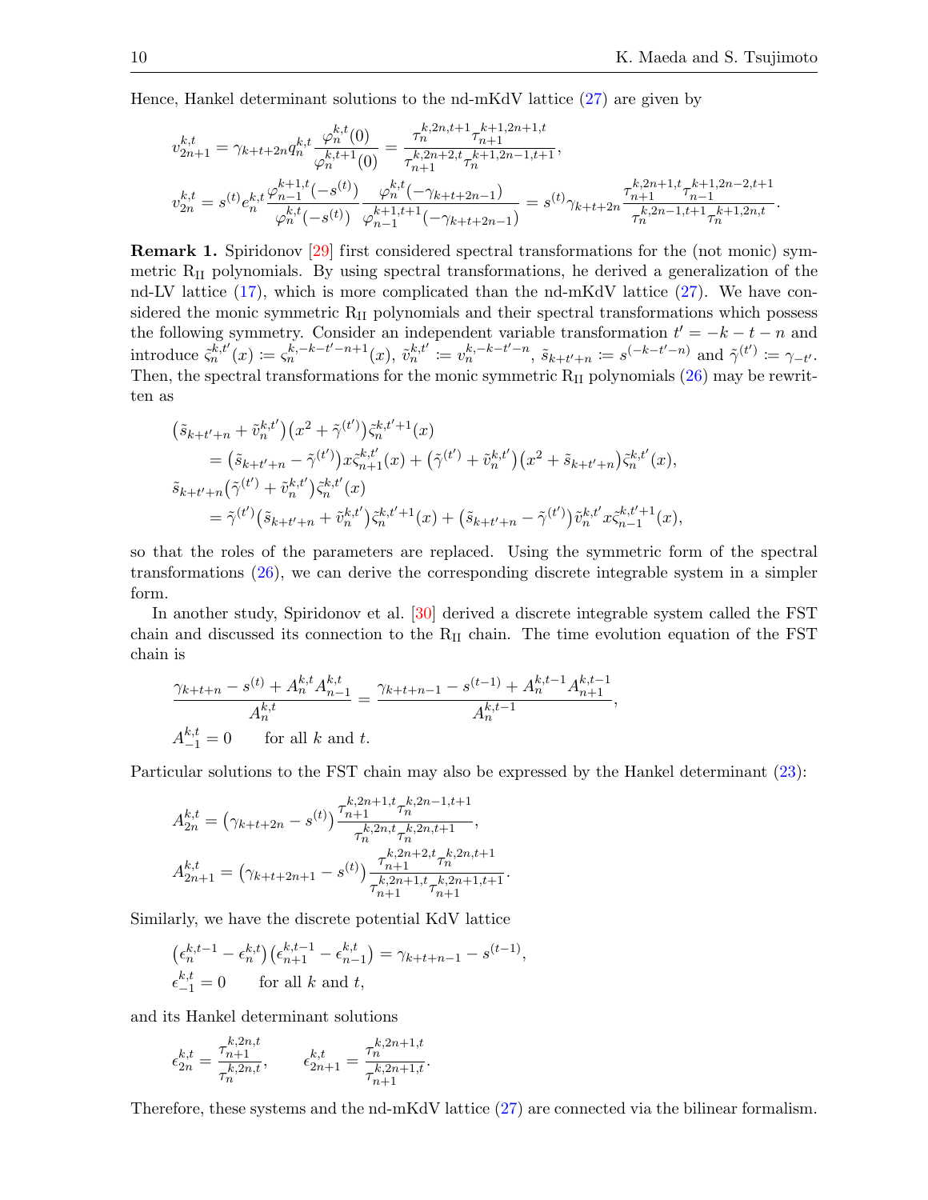Hence, Hankel determinant solutions to the nd-mKdV lattice (27) are given by

$$
v_{2n+1}^{k,t} = \gamma_{k+t+2n} q_n^{k,t} \frac{\varphi_n^{k,t}(0)}{\varphi_n^{k,t+1}(0)} = \frac{\tau_n^{k,2n,t+1}\tau_{n+1}^{k+1,2n+1,t}}{\tau_{n+1}^{k,2n+2,t}\tau_n^{k+1,2n-1,t+1}},
$$

$$
v_{2n}^{k,t} = s^{(t)} e_n^{k,t} \frac{\varphi_{n-1}^{k+1,t}(-s^{(t)})}{\varphi_n^{k,t}(-s^{(t)})} \frac{\varphi_n^{k,t}(-\gamma_{k+t+2n-1})}{\varphi_{n-1}^{k+1,t+1}(-\gamma_{k+t+2n-1})} = s^{(t)}\gamma_{k+t+2n} \frac{\tau_{n+1}^{k,2n+1,t}\tau_{n-1}^{k+1,2n-2,t+1}}{\tau_n^{k,2n-1,t+1}\tau_n^{k+1,2n,t}}.
$$

**Remark 1.** Spiridonov [29] first considered spectral transformations for the (not monic) symmetric $\mathrm{R_{II}}$ polynomials. By using spectral transformations, he derived a generalization of the nd-LV lattice (17), which is more complicated than the nd-mKdV lattice (27). We have considered the monic symmetric $\mathrm{R_{II}}$ polynomials and their spectral transformations which possess the following symmetry. Consider an independent variable transformation $t' = -k-t-n$ and introduce $\tilde{\varsigma}_n^{k,t'}(x) := \varsigma_n^{k,-k-t'-n+1}(x)$, $\tilde{v}_n^{k,t'} := v_n^{k,-k-t'-n}$, $\tilde{s}_{k+t'+n} := s^{(-k-t'-n)}$ and $\tilde{\gamma}^{(t')} := \gamma_{-t'}$. Then, the spectral transformations for the monic symmetric $\mathrm{R_{II}}$ polynomials (26) may be rewritten as

$$
\begin{aligned}
&\big(\tilde{s}_{k+t'+n} + \tilde{v}_n^{k,t'}\big)\big(x^2 + \tilde{\gamma}^{(t')}\big)\tilde{\varsigma}_n^{k,t'+1}(x) \\
&\quad = \big(\tilde{s}_{k+t'+n} - \tilde{\gamma}^{(t')}\big)x\tilde{\varsigma}_{n+1}^{k,t'}(x) + \big(\tilde{\gamma}^{(t')} + \tilde{v}_n^{k,t'}\big)\big(x^2 + \tilde{s}_{k+t'+n}\big)\tilde{\varsigma}_n^{k,t'}(x), \\
&\tilde{s}_{k+t'+n}\big(\tilde{\gamma}^{(t')} + \tilde{v}_n^{k,t'}\big)\tilde{\varsigma}_n^{k,t'}(x) \\
&\quad = \tilde{\gamma}^{(t')}\big(\tilde{s}_{k+t'+n} + \tilde{v}_n^{k,t'}\big)\tilde{\varsigma}_n^{k,t'+1}(x) + \big(\tilde{s}_{k+t'+n} - \tilde{\gamma}^{(t')}\big)\tilde{v}_n^{k,t'} x\tilde{\varsigma}_{n-1}^{k,t'+1}(x),
\end{aligned}
$$

so that the roles of the parameters are replaced. Using the symmetric form of the spectral transformations (26), we can derive the corresponding discrete integrable system in a simpler form.

In another study, Spiridonov et al. [30] derived a discrete integrable system called the FST chain and discussed its connection to the $\mathrm{R_{II}}$ chain. The time evolution equation of the FST chain is

$$
\begin{aligned}
&\frac{\gamma_{k+t+n} - s^{(t)} + A_n^{k,t}A_{n-1}^{k,t}}{A_n^{k,t}} = \frac{\gamma_{k+t+n-1} - s^{(t-1)} + A_n^{k,t-1}A_{n+1}^{k,t-1}}{A_n^{k,t-1}}, \\
&A_{-1}^{k,t} = 0 \qquad \text{for all } k \text{ and } t.
\end{aligned}
$$

Particular solutions to the FST chain may also be expressed by the Hankel determinant (23):

$$
\begin{aligned}
A_{2n}^{k,t} &= \big(\gamma_{k+t+2n} - s^{(t)}\big)\frac{\tau_{n+1}^{k,2n+1,t}\tau_n^{k,2n-1,t+1}}{\tau_n^{k,2n,t}\tau_n^{k,2n,t+1}}, \\
A_{2n+1}^{k,t} &= \big(\gamma_{k+t+2n+1} - s^{(t)}\big)\frac{\tau_{n+1}^{k,2n+2,t}\tau_n^{k,2n,t+1}}{\tau_{n+1}^{k,2n+1,t}\tau_{n+1}^{k,2n+1,t+1}}.
\end{aligned}
$$

Similarly, we have the discrete potential KdV lattice

$$
\begin{aligned}
&\big(\epsilon_n^{k,t-1} - \epsilon_n^{k,t}\big)\big(\epsilon_{n+1}^{k,t-1} - \epsilon_{n-1}^{k,t}\big) = \gamma_{k+t+n-1} - s^{(t-1)}, \\
&\epsilon_{-1}^{k,t} = 0 \qquad \text{for all } k \text{ and } t,
\end{aligned}
$$

and its Hankel determinant solutions

$$
\epsilon_{2n}^{k,t} = \frac{\tau_{n+1}^{k,2n,t}}{\tau_n^{k,2n,t}}, \qquad \epsilon_{2n+1}^{k,t} = \frac{\tau_n^{k,2n+1,t}}{\tau_{n+1}^{k,2n+1,t}}.
$$

Therefore, these systems and the nd-mKdV lattice (27) are connected via the bilinear formalism.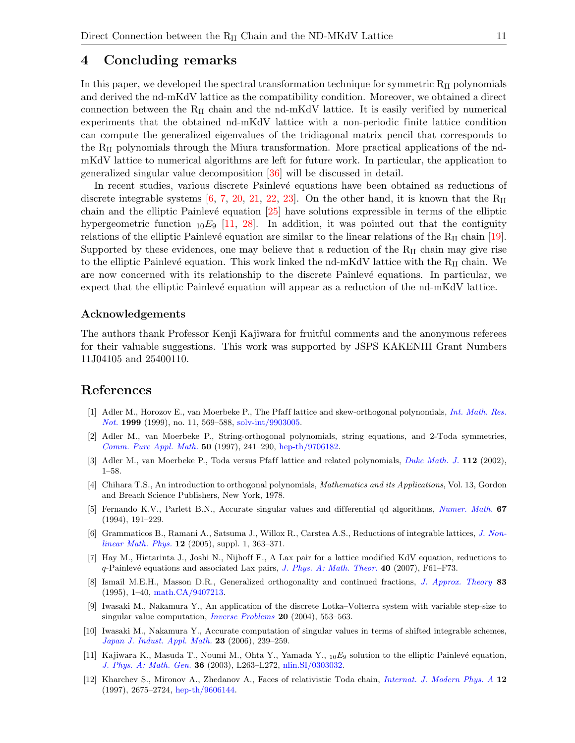## 4 Concluding remarks

In this paper, we developed the spectral transformation technique for symmetric $\mathrm{R_{II}}$ polynomials and derived the nd-mKdV lattice as the compatibility condition. Moreover, we obtained a direct connection between the $\mathrm{R_{II}}$ chain and the nd-mKdV lattice. It is easily verified by numerical experiments that the obtained nd-mKdV lattice with a non-periodic finite lattice condition can compute the generalized eigenvalues of the tridiagonal matrix pencil that corresponds to the $\mathrm{R_{II}}$ polynomials through the Miura transformation. More practical applications of the nd-mKdV lattice to numerical algorithms are left for future work. In particular, the application to generalized singular value decomposition [36] will be discussed in detail.

In recent studies, various discrete Painlevé equations have been obtained as reductions of discrete integrable systems [6, 7, 20, 21, 22, 23]. On the other hand, it is known that the $\mathrm{R_{II}}$ chain and the elliptic Painlevé equation [25] have solutions expressible in terms of the elliptic hypergeometric function ${}_{10}E_9$ [11, 28]. In addition, it was pointed out that the contiguity relations of the elliptic Painlevé equation are similar to the linear relations of the $\mathrm{R_{II}}$ chain [19]. Supported by these evidences, one may believe that a reduction of the $\mathrm{R_{II}}$ chain may give rise to the elliptic Painlevé equation. This work linked the nd-mKdV lattice with the $\mathrm{R_{II}}$ chain. We are now concerned with its relationship to the discrete Painlevé equations. In particular, we expect that the elliptic Painlevé equation will appear as a reduction of the nd-mKdV lattice.

### Acknowledgements

The authors thank Professor Kenji Kajiwara for fruitful comments and the anonymous referees for their valuable suggestions. This work was supported by JSPS KAKENHI Grant Numbers 11J04105 and 25400110.

## References

[1] Adler M., Horozov E., van Moerbeke P., The Pfaff lattice and skew-orthogonal polynomials, *Int. Math. Res. Not.* **1999** (1999), no. 11, 569–588, solv-int/9903005.

[2] Adler M., van Moerbeke P., String-orthogonal polynomials, string equations, and 2-Toda symmetries, *Comm. Pure Appl. Math.* **50** (1997), 241–290, hep-th/9706182.

[3] Adler M., van Moerbeke P., Toda versus Pfaff lattice and related polynomials, *Duke Math. J.* **112** (2002), 1–58.

[4] Chihara T.S., An introduction to orthogonal polynomials, *Mathematics and its Applications*, Vol. 13, Gordon and Breach Science Publishers, New York, 1978.

[5] Fernando K.V., Parlett B.N., Accurate singular values and differential qd algorithms, *Numer. Math.* **67** (1994), 191–229.

[6] Grammaticos B., Ramani A., Satsuma J., Willox R., Carstea A.S., Reductions of integrable lattices, *J. Nonlinear Math. Phys.* **12** (2005), suppl. 1, 363–371.

[7] Hay M., Hietarinta J., Joshi N., Nijhoff F., A Lax pair for a lattice modified KdV equation, reductions to $q$-Painlevé equations and associated Lax pairs, *J. Phys. A: Math. Theor.* **40** (2007), F61–F73.

[8] Ismail M.E.H., Masson D.R., Generalized orthogonality and continued fractions, *J. Approx. Theory* **83** (1995), 1–40, math.CA/9407213.

[9] Iwasaki M., Nakamura Y., An application of the discrete Lotka–Volterra system with variable step-size to singular value computation, *Inverse Problems* **20** (2004), 553–563.

[10] Iwasaki M., Nakamura Y., Accurate computation of singular values in terms of shifted integrable schemes, *Japan J. Indust. Appl. Math.* **23** (2006), 239–259.

[11] Kajiwara K., Masuda T., Noumi M., Ohta Y., Yamada Y., ${}_{10}E_9$ solution to the elliptic Painlevé equation, *J. Phys. A: Math. Gen.* **36** (2003), L263–L272, nlin.SI/0303032.

[12] Kharchev S., Mironov A., Zhedanov A., Faces of relativistic Toda chain, *Internat. J. Modern Phys. A* **12** (1997), 2675–2724, hep-th/9606144.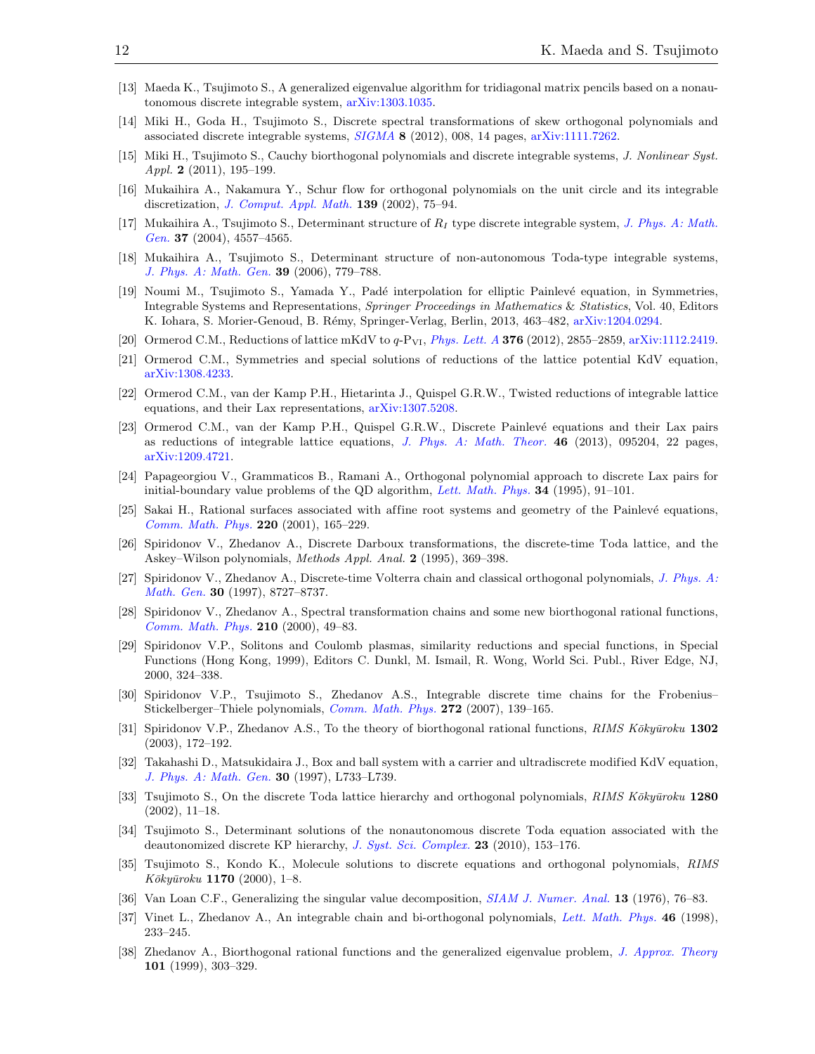[13] Maeda K., Tsujimoto S., A generalized eigenvalue algorithm for tridiagonal matrix pencils based on a nonautonomous discrete integrable system, arXiv:1303.1035.

[14] Miki H., Goda H., Tsujimoto S., Discrete spectral transformations of skew orthogonal polynomials and associated discrete integrable systems, *SIGMA* **8** (2012), 008, 14 pages, arXiv:1111.7262.

[15] Miki H., Tsujimoto S., Cauchy biorthogonal polynomials and discrete integrable systems, *J. Nonlinear Syst. Appl.* **2** (2011), 195–199.

[16] Mukaihira A., Nakamura Y., Schur flow for orthogonal polynomials on the unit circle and its integrable discretization, *J. Comput. Appl. Math.* **139** (2002), 75–94.

[17] Mukaihira A., Tsujimoto S., Determinant structure of $R_I$ type discrete integrable system, *J. Phys. A: Math. Gen.* **37** (2004), 4557–4565.

[18] Mukaihira A., Tsujimoto S., Determinant structure of non-autonomous Toda-type integrable systems, *J. Phys. A: Math. Gen.* **39** (2006), 779–788.

[19] Noumi M., Tsujimoto S., Yamada Y., Padé interpolation for elliptic Painlevé equation, in Symmetries, Integrable Systems and Representations, *Springer Proceedings in Mathematics & Statistics*, Vol. 40, Editors K. Iohara, S. Morier-Genoud, B. Rémy, Springer-Verlag, Berlin, 2013, 463–482, arXiv:1204.0294.

[20] Ormerod C.M., Reductions of lattice mKdV to $q$-$\mathrm{P_{VI}}$, *Phys. Lett. A* **376** (2012), 2855–2859, arXiv:1112.2419.

[21] Ormerod C.M., Symmetries and special solutions of reductions of the lattice potential KdV equation, arXiv:1308.4233.

[22] Ormerod C.M., van der Kamp P.H., Hietarinta J., Quispel G.R.W., Twisted reductions of integrable lattice equations, and their Lax representations, arXiv:1307.5208.

[23] Ormerod C.M., van der Kamp P.H., Quispel G.R.W., Discrete Painlevé equations and their Lax pairs as reductions of integrable lattice equations, *J. Phys. A: Math. Theor.* **46** (2013), 095204, 22 pages, arXiv:1209.4721.

[24] Papageorgiou V., Grammaticos B., Ramani A., Orthogonal polynomial approach to discrete Lax pairs for initial-boundary value problems of the QD algorithm, *Lett. Math. Phys.* **34** (1995), 91–101.

[25] Sakai H., Rational surfaces associated with affine root systems and geometry of the Painlevé equations, *Comm. Math. Phys.* **220** (2001), 165–229.

[26] Spiridonov V., Zhedanov A., Discrete Darboux transformations, the discrete-time Toda lattice, and the Askey–Wilson polynomials, *Methods Appl. Anal.* **2** (1995), 369–398.

[27] Spiridonov V., Zhedanov A., Discrete-time Volterra chain and classical orthogonal polynomials, *J. Phys. A: Math. Gen.* **30** (1997), 8727–8737.

[28] Spiridonov V., Zhedanov A., Spectral transformation chains and some new biorthogonal rational functions, *Comm. Math. Phys.* **210** (2000), 49–83.

[29] Spiridonov V.P., Solitons and Coulomb plasmas, similarity reductions and special functions, in Special Functions (Hong Kong, 1999), Editors C. Dunkl, M. Ismail, R. Wong, World Sci. Publ., River Edge, NJ, 2000, 324–338.

[30] Spiridonov V.P., Tsujimoto S., Zhedanov A.S., Integrable discrete time chains for the Frobenius–Stickelberger–Thiele polynomials, *Comm. Math. Phys.* **272** (2007), 139–165.

[31] Spiridonov V.P., Zhedanov A.S., To the theory of biorthogonal rational functions, *RIMS Kōkyūroku* **1302** (2003), 172–192.

[32] Takahashi D., Matsukidaira J., Box and ball system with a carrier and ultradiscrete modified KdV equation, *J. Phys. A: Math. Gen.* **30** (1997), L733–L739.

[33] Tsujimoto S., On the discrete Toda lattice hierarchy and orthogonal polynomials, *RIMS Kōkyūroku* **1280** (2002), 11–18.

[34] Tsujimoto S., Determinant solutions of the nonautonomous discrete Toda equation associated with the deautonomized discrete KP hierarchy, *J. Syst. Sci. Complex.* **23** (2010), 153–176.

[35] Tsujimoto S., Kondo K., Molecule solutions to discrete equations and orthogonal polynomials, *RIMS Kōkyūroku* **1170** (2000), 1–8.

[36] Van Loan C.F., Generalizing the singular value decomposition, *SIAM J. Numer. Anal.* **13** (1976), 76–83.

[37] Vinet L., Zhedanov A., An integrable chain and bi-orthogonal polynomials, *Lett. Math. Phys.* **46** (1998), 233–245.

[38] Zhedanov A., Biorthogonal rational functions and the generalized eigenvalue problem, *J. Approx. Theory* **101** (1999), 303–329.